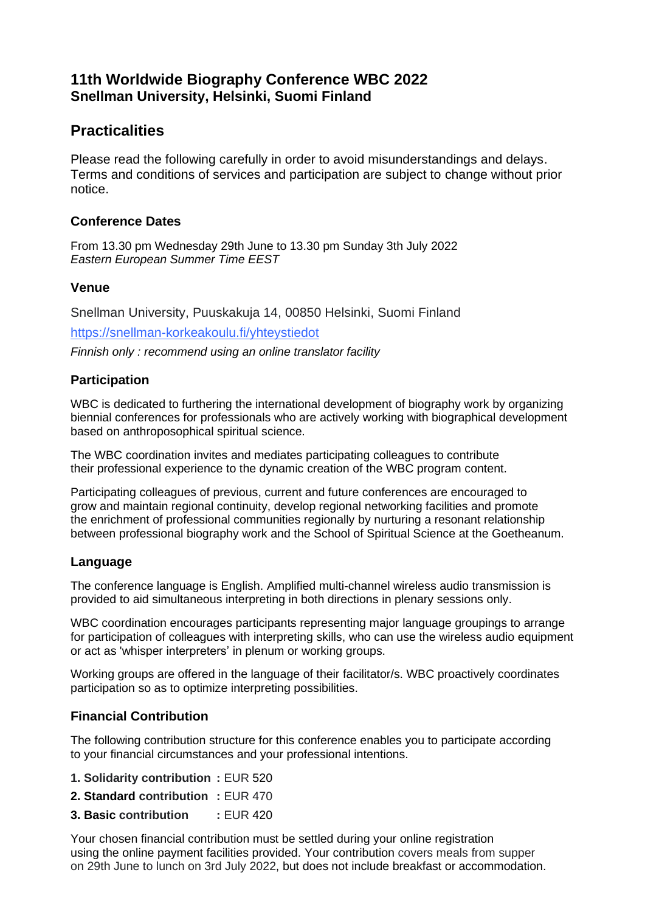# 11th Worldwide Biography Conference WBC 2022
**Snellman University, Helsinki, Suomi Finland**

## Practicalities

Please read the following carefully in order to avoid misunderstandings and delays. Terms and conditions of services and participation are subject to change without prior notice.

### Conference Dates

From 13.30 pm Wednesday 29th June to 13.30 pm Sunday 3th July 2022
*Eastern European Summer Time EEST*

### Venue

Snellman University, Puuskakuja 14, 00850 Helsinki, Suomi Finland

https://snellman-korkeakoulu.fi/yhteystiedot

*Finnish only : recommend using an online translator facility*

### Participation

WBC is dedicated to furthering the international development of biography work by organizing biennial conferences for professionals who are actively working with biographical development based on anthroposophical spiritual science.

The WBC coordination invites and mediates participating colleagues to contribute their professional experience to the dynamic creation of the WBC program content.

Participating colleagues of previous, current and future conferences are encouraged to grow and maintain regional continuity, develop regional networking facilities and promote the enrichment of professional communities regionally by nurturing a resonant relationship between professional biography work and the School of Spiritual Science at the Goetheanum.

### Language

The conference language is English. Amplified multi-channel wireless audio transmission is provided to aid simultaneous interpreting in both directions in plenary sessions only.

WBC coordination encourages participants representing major language groupings to arrange for participation of colleagues with interpreting skills, who can use the wireless audio equipment or act as 'whisper interpreters' in plenum or working groups.

Working groups are offered in the language of their facilitator/s. WBC proactively coordinates participation so as to optimize interpreting possibilities.

### Financial Contribution

The following contribution structure for this conference enables you to participate according to your financial circumstances and your professional intentions.

1. **Solidarity contribution :** EUR 520
2. **Standard contribution :** EUR 470
3. **Basic contribution :** EUR 420

Your chosen financial contribution must be settled during your online registration using the online payment facilities provided. Your contribution covers meals from supper on 29th June to lunch on 3rd July 2022, but does not include breakfast or accommodation.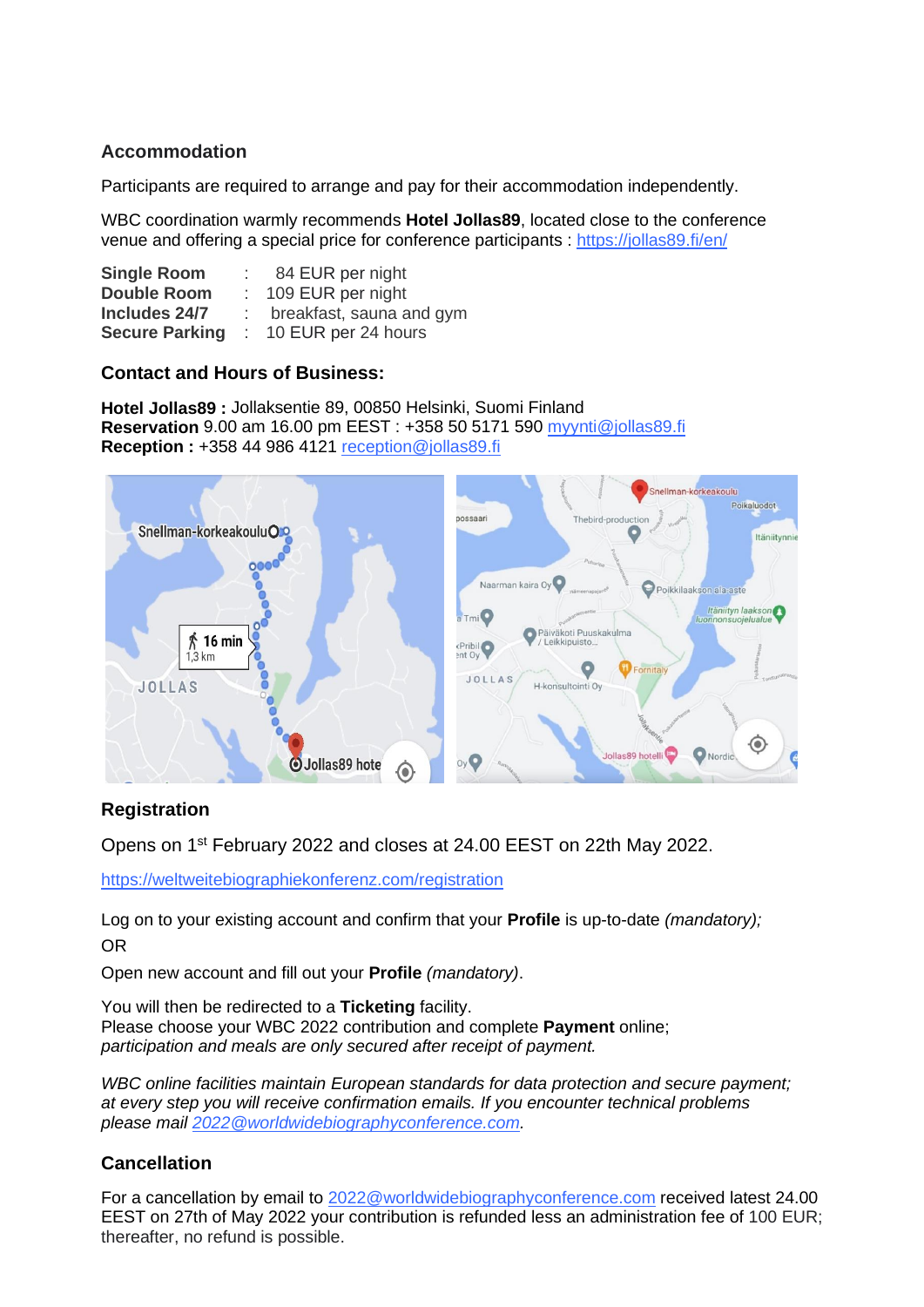## Accommodation

Participants are required to arrange and pay for their accommodation independently.

WBC coordination warmly recommends **Hotel Jollas89**, located close to the conference venue and offering a special price for conference participants : https://jollas89.fi/en/

| | | |
|---|---|---|
| **Single Room** | : | 84 EUR per night |
| **Double Room** | : | 109 EUR per night |
| **Includes 24/7** | : | breakfast, sauna and gym |
| **Secure Parking** | : | 10 EUR per 24 hours |

### Contact and Hours of Business:

**Hotel Jollas89 :** Jollaksentie 89, 00850 Helsinki, Suomi Finland
**Reservation** 9.00 am 16.00 pm EEST : +358 50 5171 590 myynti@jollas89.fi
**Reception :** +358 44 986 4121 reception@jollas89.fi

## Registration

Opens on 1st February 2022 and closes at 24.00 EEST on 22th May 2022.

https://weltweitebiographiekonferenz.com/registration

Log on to your existing account and confirm that your **Profile** is up-to-date *(mandatory);*
OR
Open new account and fill out your **Profile** *(mandatory)*.

You will then be redirected to a **Ticketing** facility.
Please choose your WBC 2022 contribution and complete **Payment** online;
*participation and meals are only secured after receipt of payment.*

*WBC online facilities maintain European standards for data protection and secure payment; at every step you will receive confirmation emails. If you encounter technical problems please mail 2022@worldwidebiographyconference.com.*

## Cancellation

For a cancellation by email to 2022@worldwidebiographyconference.com received latest 24.00 EEST on 27th of May 2022 your contribution is refunded less an administration fee of 100 EUR; thereafter, no refund is possible.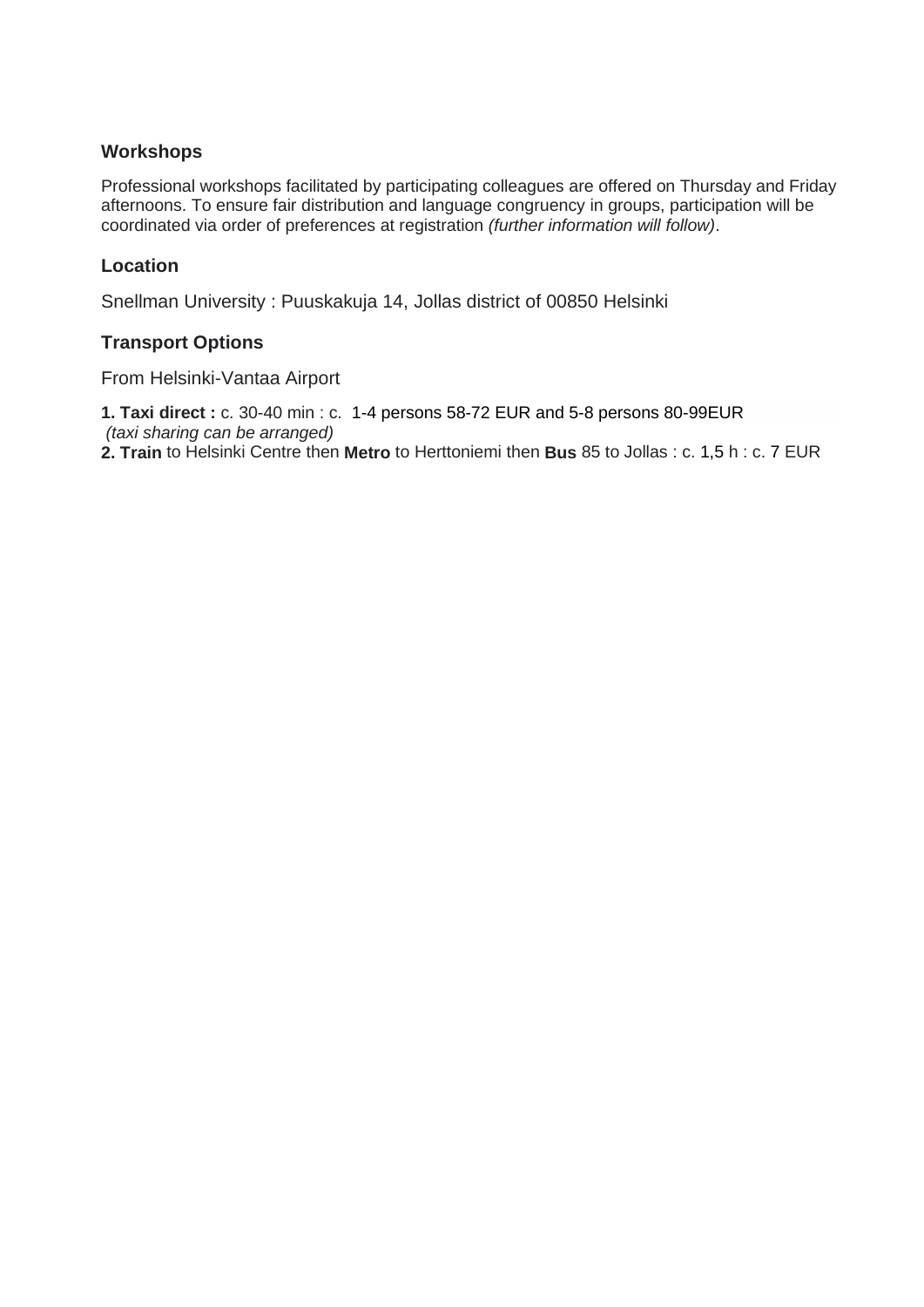### Workshops

Professional workshops facilitated by participating colleagues are offered on Thursday and Friday afternoons. To ensure fair distribution and language congruency in groups, participation will be coordinated via order of preferences at registration *(further information will follow)*.

### Location

Snellman University : Puuskakuja 14, Jollas district of 00850 Helsinki

### Transport Options

From Helsinki-Vantaa Airport

**1. Taxi direct :** c. 30-40 min : c. 1-4 persons 58-72 EUR and 5-8 persons 80-99EUR
*(taxi sharing can be arranged)*
**2. Train** to Helsinki Centre then **Metro** to Herttoniemi then **Bus** 85 to Jollas : c. 1,5 h : c. 7 EUR